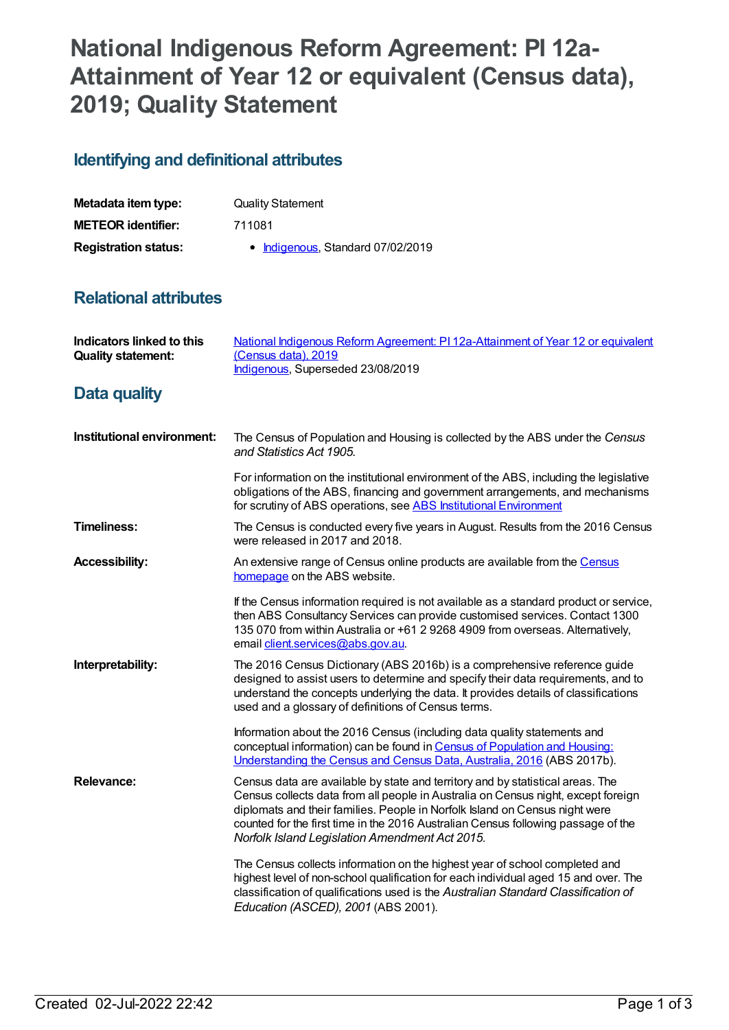# National Indigenous Reform Agreement: PI 12a-Attainment of Year 12 or equivalent (Census data), 2019; Quality Statement

## Identifying and definitional attributes

| | |
|---|---|
| **Metadata item type:** | Quality Statement |
| **METEOR identifier:** | 711081 |
| **Registration status:** | • Indigenous, Standard 07/02/2019 |

## Relational attributes

| | |
|---|---|
| **Indicators linked to this Quality statement:** | National Indigenous Reform Agreement: PI 12a-Attainment of Year 12 or equivalent (Census data), 2019<br>Indigenous, Superseded 23/08/2019 |

## Data quality

**Institutional environment:**

The Census of Population and Housing is collected by the ABS under the *Census and Statistics Act 1905.*

For information on the institutional environment of the ABS, including the legislative obligations of the ABS, financing and government arrangements, and mechanisms for scrutiny of ABS operations, see ABS Institutional Environment

**Timeliness:**

The Census is conducted every five years in August. Results from the 2016 Census were released in 2017 and 2018.

**Accessibility:**

An extensive range of Census online products are available from the Census homepage on the ABS website.

If the Census information required is not available as a standard product or service, then ABS Consultancy Services can provide customised services. Contact 1300 135 070 from within Australia or +61 2 9268 4909 from overseas. Alternatively, email client.services@abs.gov.au.

**Interpretability:**

The 2016 Census Dictionary (ABS 2016b) is a comprehensive reference guide designed to assist users to determine and specify their data requirements, and to understand the concepts underlying the data. It provides details of classifications used and a glossary of definitions of Census terms.

Information about the 2016 Census (including data quality statements and conceptual information) can be found in Census of Population and Housing: Understanding the Census and Census Data, Australia, 2016 (ABS 2017b).

**Relevance:**

Census data are available by state and territory and by statistical areas. The Census collects data from all people in Australia on Census night, except foreign diplomats and their families. People in Norfolk Island on Census night were counted for the first time in the 2016 Australian Census following passage of the *Norfolk Island Legislation Amendment Act 2015*.

The Census collects information on the highest year of school completed and highest level of non-school qualification for each individual aged 15 and over. The classification of qualifications used is the *Australian Standard Classification of Education (ASCED), 2001* (ABS 2001).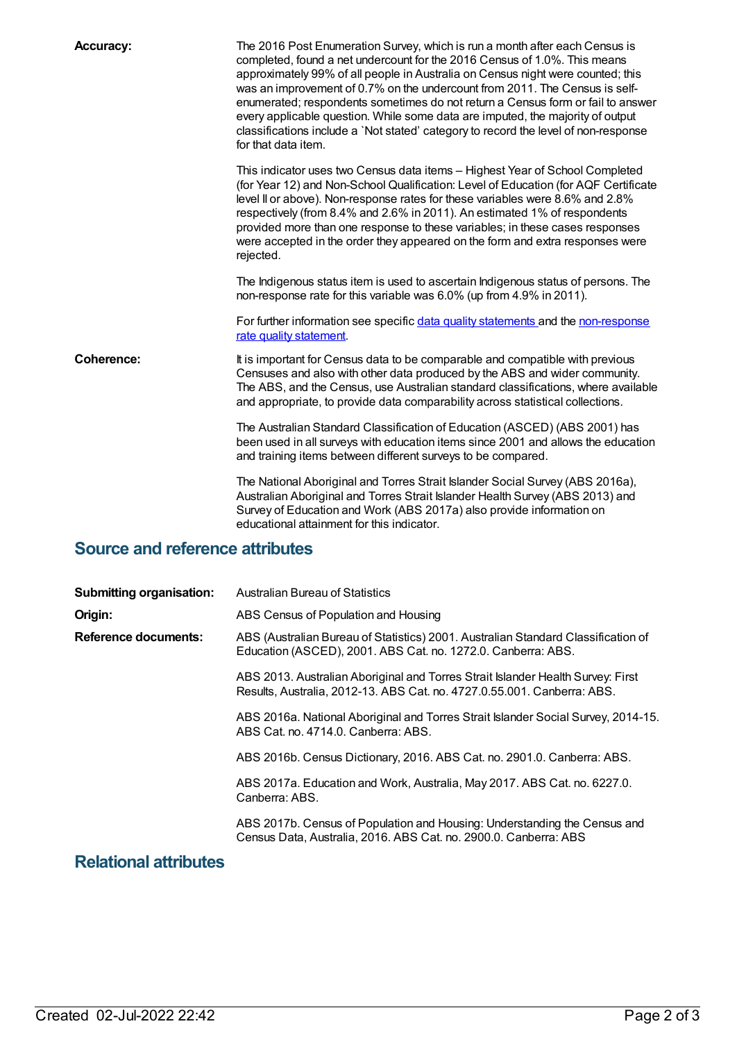**Accuracy:** The 2016 Post Enumeration Survey, which is run a month after each Census is completed, found a net undercount for the 2016 Census of 1.0%. This means approximately 99% of all people in Australia on Census night were counted; this was an improvement of 0.7% on the undercount from 2011. The Census is self-enumerated; respondents sometimes do not return a Census form or fail to answer every applicable question. While some data are imputed, the majority of output classifications include a `Not stated' category to record the level of non-response for that data item.

This indicator uses two Census data items – Highest Year of School Completed (for Year 12) and Non-School Qualification: Level of Education (for AQF Certificate level II or above). Non-response rates for these variables were 8.6% and 2.8% respectively (from 8.4% and 2.6% in 2011). An estimated 1% of respondents provided more than one response to these variables; in these cases responses were accepted in the order they appeared on the form and extra responses were rejected.

The Indigenous status item is used to ascertain Indigenous status of persons. The non-response rate for this variable was 6.0% (up from 4.9% in 2011).

For further information see specific data quality statements and the non-response rate quality statement.

**Coherence:** It is important for Census data to be comparable and compatible with previous Censuses and also with other data produced by the ABS and wider community. The ABS, and the Census, use Australian standard classifications, where available and appropriate, to provide data comparability across statistical collections.

The Australian Standard Classification of Education (ASCED) (ABS 2001) has been used in all surveys with education items since 2001 and allows the education and training items between different surveys to be compared.

The National Aboriginal and Torres Strait Islander Social Survey (ABS 2016a), Australian Aboriginal and Torres Strait Islander Health Survey (ABS 2013) and Survey of Education and Work (ABS 2017a) also provide information on educational attainment for this indicator.

## Source and reference attributes

**Submitting organisation:** Australian Bureau of Statistics

**Origin:** ABS Census of Population and Housing

**Reference documents:** ABS (Australian Bureau of Statistics) 2001. Australian Standard Classification of Education (ASCED), 2001. ABS Cat. no. 1272.0. Canberra: ABS.

ABS 2013. Australian Aboriginal and Torres Strait Islander Health Survey: First Results, Australia, 2012-13. ABS Cat. no. 4727.0.55.001. Canberra: ABS.

ABS 2016a. National Aboriginal and Torres Strait Islander Social Survey, 2014-15. ABS Cat. no. 4714.0. Canberra: ABS.

ABS 2016b. Census Dictionary, 2016. ABS Cat. no. 2901.0. Canberra: ABS.

ABS 2017a. Education and Work, Australia, May 2017. ABS Cat. no. 6227.0. Canberra: ABS.

ABS 2017b. Census of Population and Housing: Understanding the Census and Census Data, Australia, 2016. ABS Cat. no. 2900.0. Canberra: ABS

## Relational attributes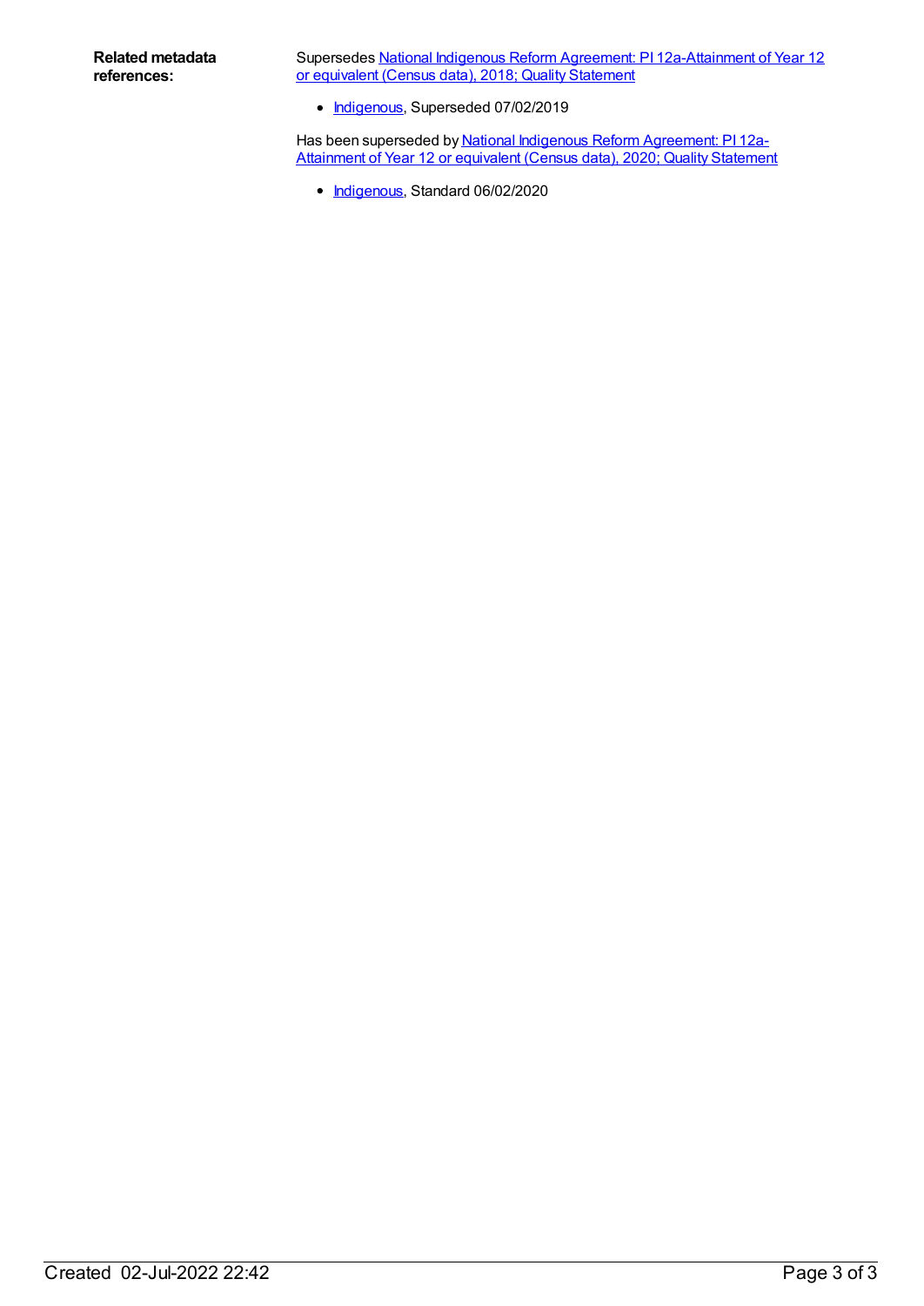**Related metadata references:**

Supersedes National Indigenous Reform Agreement: PI 12a-Attainment of Year 12 or equivalent (Census data), 2018; Quality Statement

- Indigenous, Superseded 07/02/2019

Has been superseded by National Indigenous Reform Agreement: PI 12a-Attainment of Year 12 or equivalent (Census data), 2020; Quality Statement

- Indigenous, Standard 06/02/2020